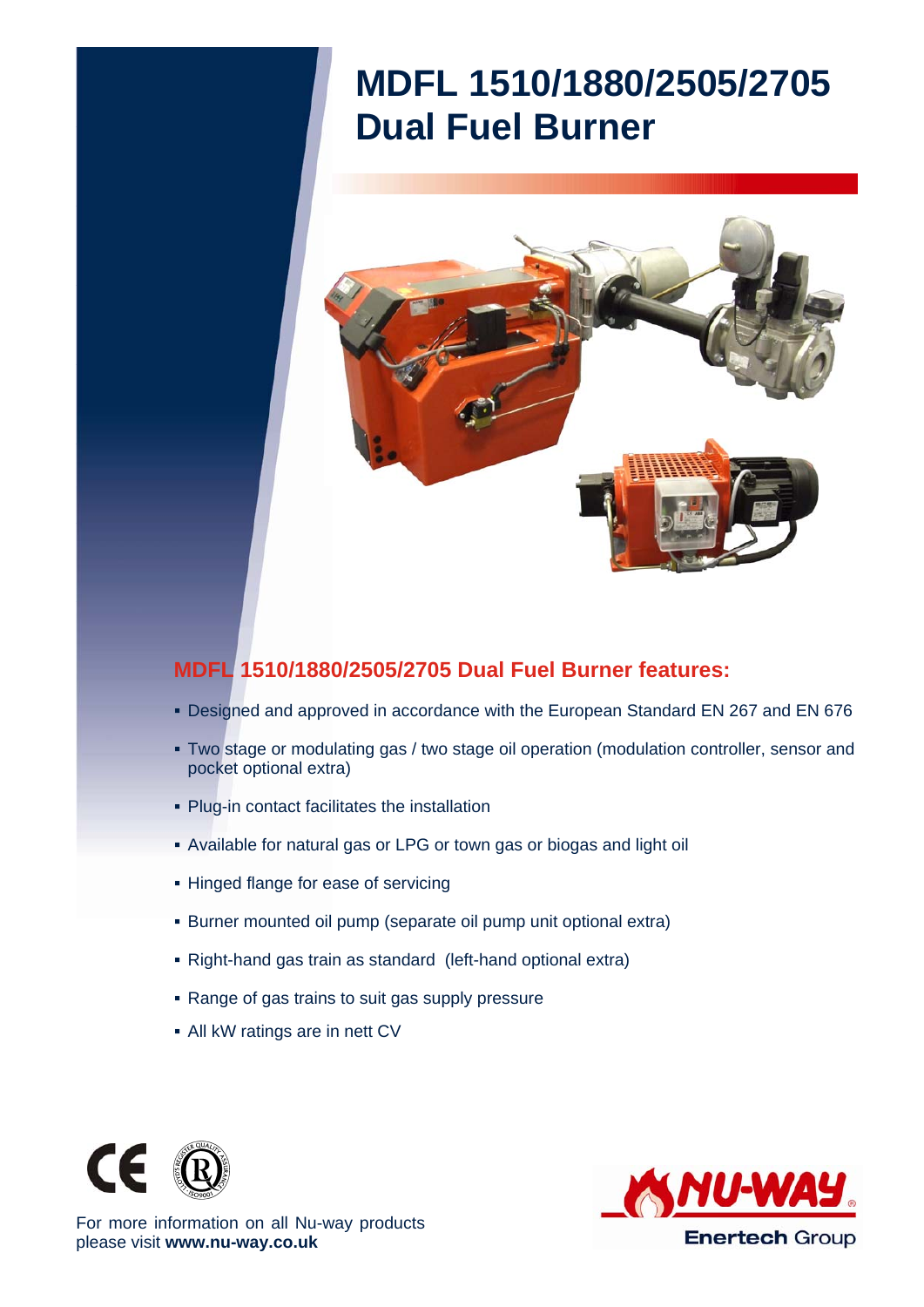# MDFL 1510/1880/2505/2705 Dual Fuel Burner

## MDFL 1510/1880/2505/2705 Dual Fuel Burner features:

- Designed and approved in accordance with the European Standard EN 267 and EN 676
- Two stage or modulating gas / two stage oil operation (modulation controller, sensor and pocket optional extra)
- Plug-in contact facilitates the installation
- Available for natural gas or LPG or town gas or biogas and light oil
- Hinged flange for ease of servicing
- Burner mounted oil pump (separate oil pump unit optional extra)
- Right-hand gas train as standard (left-hand optional extra)
- Range of gas trains to suit gas supply pressure
- All kW ratings are in nett CV

For more information on all Nu-way products please visit **www.nu-way.co.uk**

NU-WAY Enertech Group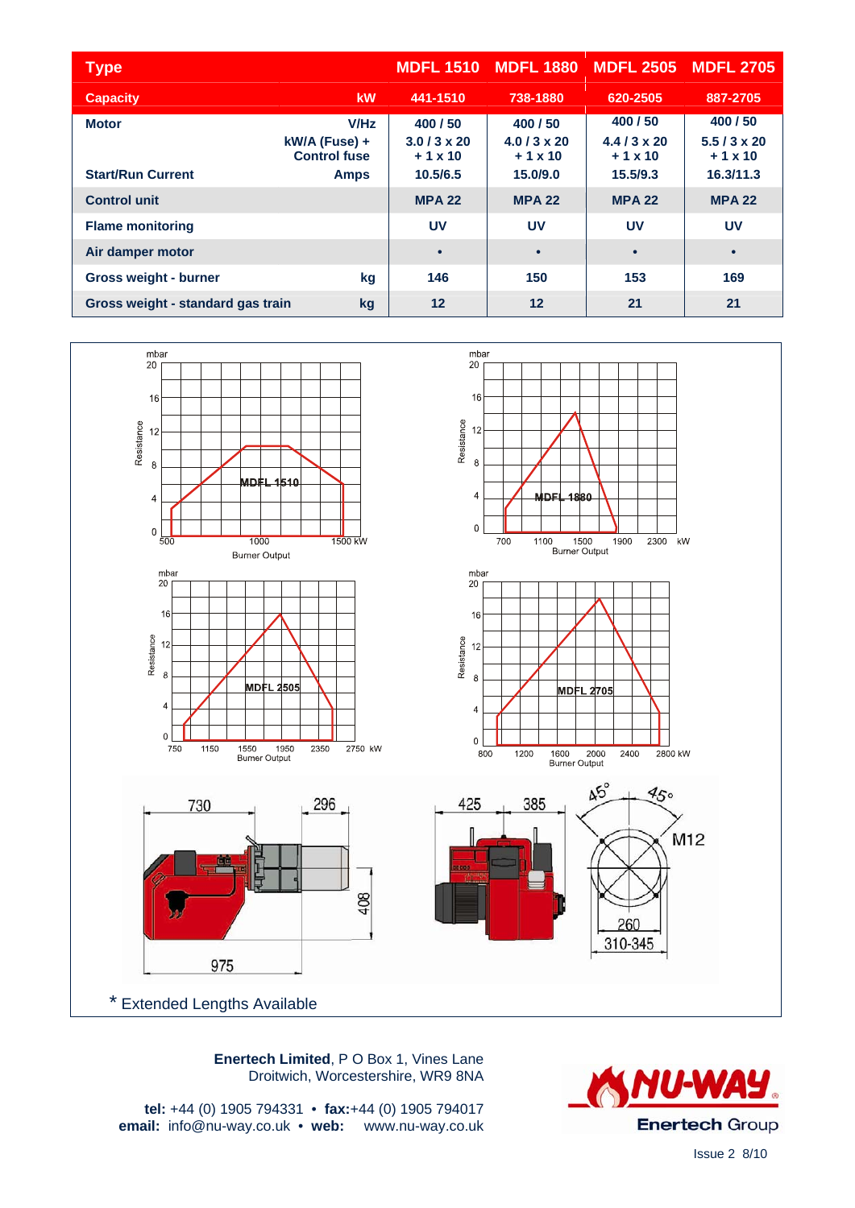| Type | | MDFL 1510 | MDFL 1880 | MDFL 2505 | MDFL 2705 |
|---|---|---|---|---|---|
| **Capacity** | **kW** | **441-1510** | **738-1880** | **620-2505** | **887-2705** |
| **Motor** | **V/Hz** | **400 / 50** | **400 / 50** | **400 / 50** | **400 / 50** |
| | **kW/A (Fuse) + Control fuse** | **3.0 / 3 x 20 + 1 x 10** | **4.0 / 3 x 20 + 1 x 10** | **4.4 / 3 x 20 + 1 x 10** | **5.5 / 3 x 20 + 1 x 10** |
| **Start/Run Current** | **Amps** | **10.5/6.5** | **15.0/9.0** | **15.5/9.3** | **16.3/11.3** |
| **Control unit** | | **MPA 22** | **MPA 22** | **MPA 22** | **MPA 22** |
| **Flame monitoring** | | **UV** | **UV** | **UV** | **UV** |
| **Air damper motor** | | • | • | • | • |
| **Gross weight - burner** | **kg** | **146** | **150** | **153** | **169** |
| **Gross weight - standard gas train** | **kg** | **12** | **12** | **21** | **21** |

mbar
20
16
12
8
4
0
Resistance
MDFL 1510
500
1000
1500 kW
Burner Output

mbar
20
16
12
8
4
0
Resistance
MDFL 1880
700
1100
1500
1900
2300
kW
Burner Output

mbar
20
16
12
8
4
0
Resistance
MDFL 2505
750
1150
1550
1950
2350
2750 kW
Burner Output

mbar
20
16
12
8
4
0
Resistance
MDFL 2705
800
1200
1600
2000
2400
2800 kW
Burner Output

730
296
408
975

425
385

45°
45°
M12
260
310-345

\* Extended Lengths Available

**Enertech Limited**, P O Box 1, Vines Lane
Droitwich, Worcestershire, WR9 8NA

**tel:** +44 (0) 1905 794331 • **fax:**+44 (0) 1905 794017
**email:** info@nu-way.co.uk • **web:** www.nu-way.co.uk

NU-WAY
Enertech Group

Issue 2 8/10